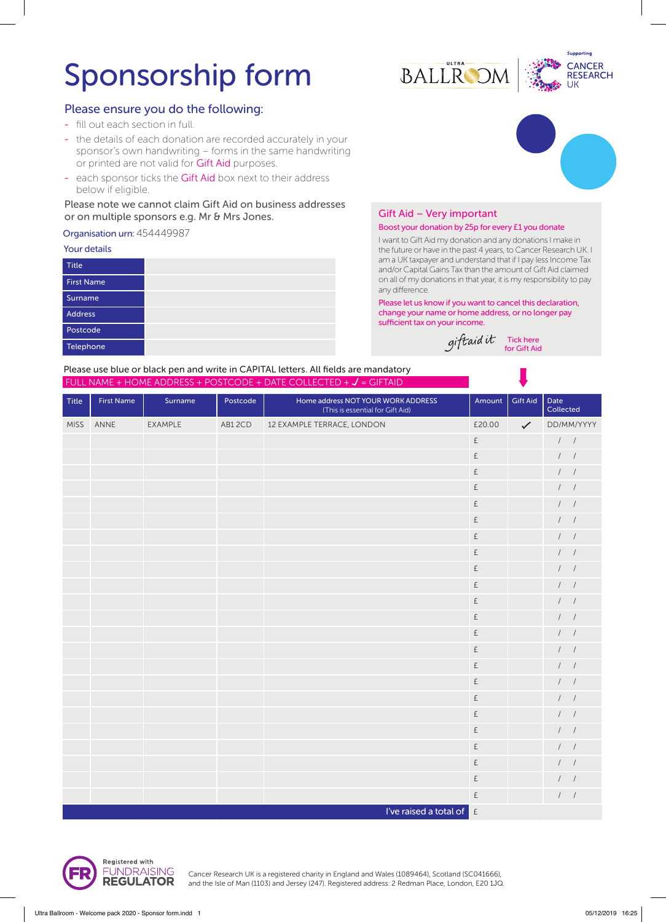# Sponsorship form

ULTRA BALLROOM | Supporting CANCER RESEARCH UK

## Please ensure you do the following:

- fill out each section in full.
- the details of each donation are recorded accurately in your sponsor's own handwriting – forms in the same handwriting or printed are not valid for Gift Aid purposes.
- each sponsor ticks the Gift Aid box next to their address below if eligible.

Please note we cannot claim Gift Aid on business addresses or on multiple sponsors e.g. Mr & Mrs Jones.

Organisation urn: 454449987

### Your details

| | |
|---|---|
| Title | |
| First Name | |
| Surname | |
| Address | |
| Postcode | |
| Telephone | |

### Gift Aid – Very important

Boost your donation by 25p for every £1 you donate

I want to Gift Aid my donation and any donations I make in the future or have in the past 4 years, to Cancer Research UK. I am a UK taxpayer and understand that if I pay less Income Tax and/or Capital Gains Tax than the amount of Gift Aid claimed on all of my donations in that year, it is my responsibility to pay any difference.

Please let us know if you want to cancel this declaration, change your name or home address, or no longer pay sufficient tax on your income.

giftaid it — Tick here for Gift Aid

Please use blue or black pen and write in CAPITAL letters. All fields are mandatory

FULL NAME + HOME ADDRESS + POSTCODE + DATE COLLECTED + ✓ = GIFTAID

| Title | First Name | Surname | Postcode | Home address NOT YOUR WORK ADDRESS (This is essential for Gift Aid) | Amount | Gift Aid | Date Collected |
|---|---|---|---|---|---|---|---|
| MISS | ANNE | EXAMPLE | AB1 2CD | 12 EXAMPLE TERRACE, LONDON | £20.00 | ✓ | DD/MM/YYYY |
| | | | | | £ | | / / |
| | | | | | £ | | / / |
| | | | | | £ | | / / |
| | | | | | £ | | / / |
| | | | | | £ | | / / |
| | | | | | £ | | / / |
| | | | | | £ | | / / |
| | | | | | £ | | / / |
| | | | | | £ | | / / |
| | | | | | £ | | / / |
| | | | | | £ | | / / |
| | | | | | £ | | / / |
| | | | | | £ | | / / |
| | | | | | £ | | / / |
| | | | | | £ | | / / |
| | | | | | £ | | / / |
| | | | | | £ | | / / |
| | | | | | £ | | / / |
| | | | | | £ | | / / |
| | | | | | £ | | / / |
| | | | | | £ | | / / |
| | | | | | £ | | / / |
| | | | | | £ | | / / |
| | | | | I've raised a total of | £ | | |

Registered with FUNDRAISING REGULATOR

Cancer Research UK is a registered charity in England and Wales (1089464), Scotland (SC041666), and the Isle of Man (1103) and Jersey (247). Registered address: 2 Redman Place, London, E20 1JQ.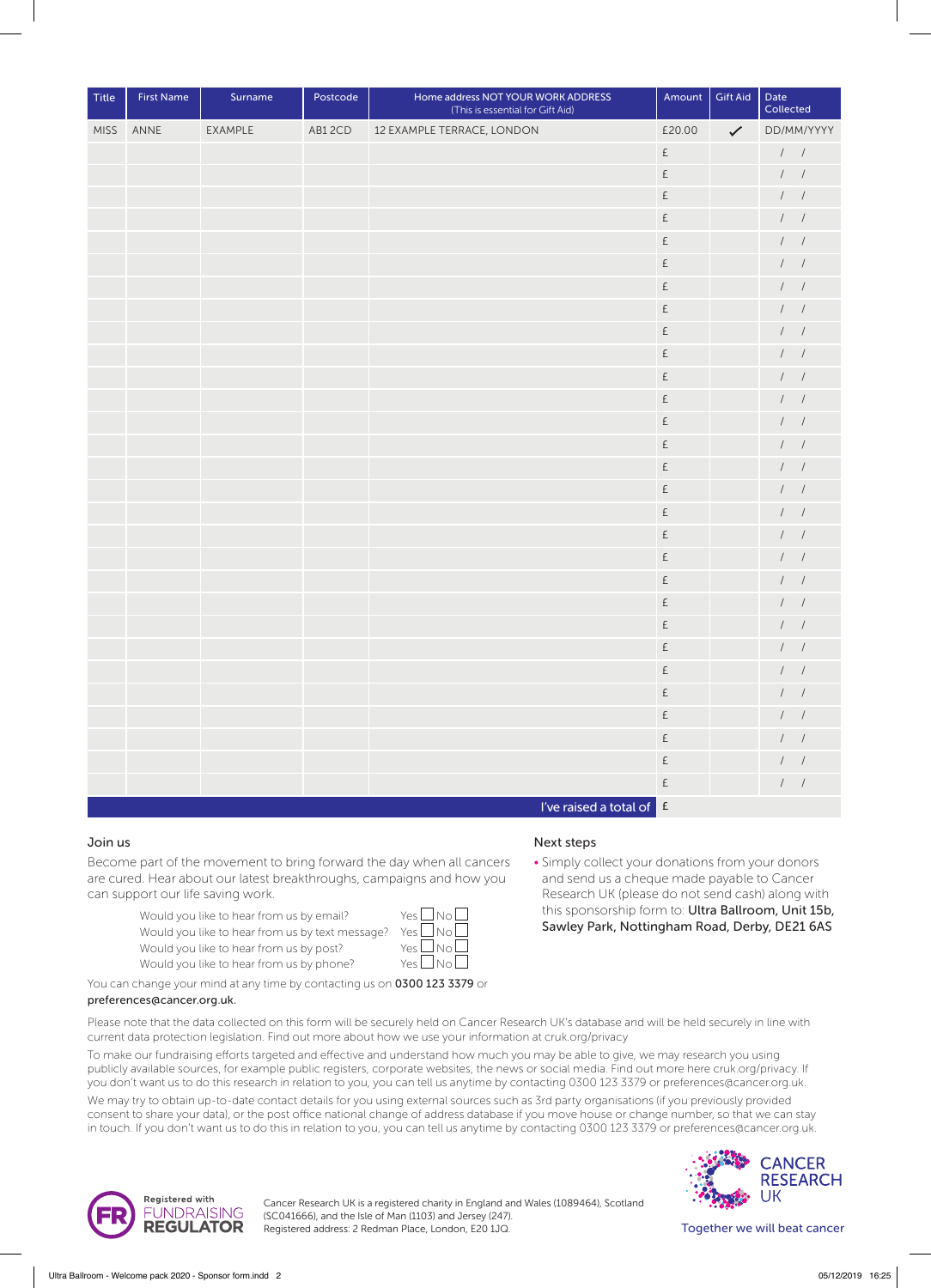| Title | First Name | Surname | Postcode | Home address NOT YOUR WORK ADDRESS (This is essential for Gift Aid) | Amount | Gift Aid | Date Collected |
|---|---|---|---|---|---|---|---|
| MISS | ANNE | EXAMPLE | AB1 2CD | 12 EXAMPLE TERRACE, LONDON | £20.00 | ✓ | DD/MM/YYYY |
| | | | | | £ | | / / |
| | | | | | £ | | / / |
| | | | | | £ | | / / |
| | | | | | £ | | / / |
| | | | | | £ | | / / |
| | | | | | £ | | / / |
| | | | | | £ | | / / |
| | | | | | £ | | / / |
| | | | | | £ | | / / |
| | | | | | £ | | / / |
| | | | | | £ | | / / |
| | | | | | £ | | / / |
| | | | | | £ | | / / |
| | | | | | £ | | / / |
| | | | | | £ | | / / |
| | | | | | £ | | / / |
| | | | | | £ | | / / |
| | | | | | £ | | / / |
| | | | | | £ | | / / |
| | | | | | £ | | / / |
| | | | | | £ | | / / |
| | | | | | £ | | / / |
| | | | | | £ | | / / |
| | | | | | £ | | / / |
| | | | | | £ | | / / |
| | | | | | £ | | / / |
| | | | | | £ | | / / |
| | | | | | £ | | / / |
| | | | | | £ | | / / |
| | | | | I've raised a total of | £ | | |

## Join us

Become part of the movement to bring forward the day when all cancers are cured. Hear about our latest breakthroughs, campaigns and how you can support our life saving work.

Would you like to hear from us by email? Yes ☐ No ☐
Would you like to hear from us by text message? Yes ☐ No ☐
Would you like to hear from us by post? Yes ☐ No ☐
Would you like to hear from us by phone? Yes ☐ No ☐

You can change your mind at any time by contacting us on **0300 123 3379** or **preferences@cancer.org.uk**.

## Next steps

- Simply collect your donations from your donors and send us a cheque made payable to Cancer Research UK (please do not send cash) along with this sponsorship form to: **Ultra Ballroom, Unit 15b, Sawley Park, Nottingham Road, Derby, DE21 6AS**

Please note that the data collected on this form will be securely held on Cancer Research UK's database and will be held securely in line with current data protection legislation. Find out more about how we use your information at cruk.org/privacy

To make our fundraising efforts targeted and effective and understand how much you may be able to give, we may research you using publicly available sources, for example public registers, corporate websites, the news or social media. Find out more here cruk.org/privacy. If you don't want us to do this research in relation to you, you can tell us anytime by contacting 0300 123 3379 or preferences@cancer.org.uk.

We may try to obtain up-to-date contact details for you using external sources such as 3rd party organisations (if you previously provided consent to share your data), or the post office national change of address database if you move house or change number, so that we can stay in touch. If you don't want us to do this in relation to you, you can tell us anytime by contacting 0300 123 3379 or preferences@cancer.org.uk.

Registered with FUNDRAISING REGULATOR

Cancer Research UK is a registered charity in England and Wales (1089464), Scotland (SC041666), and the Isle of Man (1103) and Jersey (247).
Registered address: 2 Redman Place, London, E20 1JQ.

CANCER RESEARCH UK

Together we will beat cancer